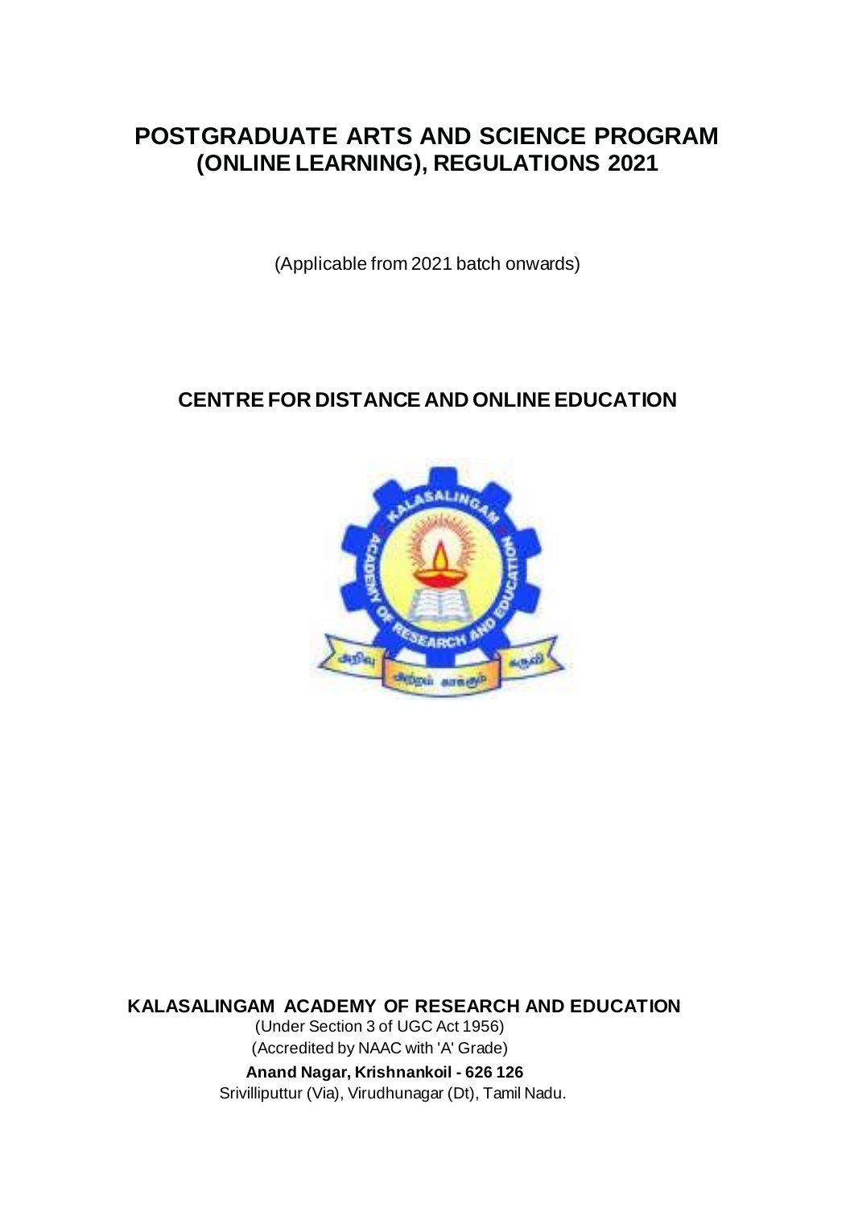# POSTGRADUATE ARTS AND SCIENCE PROGRAM (ONLINE LEARNING), REGULATIONS 2021

(Applicable from 2021 batch onwards)

## CENTRE FOR DISTANCE AND ONLINE EDUCATION

**KALASALINGAM ACADEMY OF RESEARCH AND EDUCATION**

(Under Section 3 of UGC Act 1956)

(Accredited by NAAC with 'A' Grade)

**Anand Nagar, Krishnankoil - 626 126**

Srivilliputtur (Via), Virudhunagar (Dt), Tamil Nadu.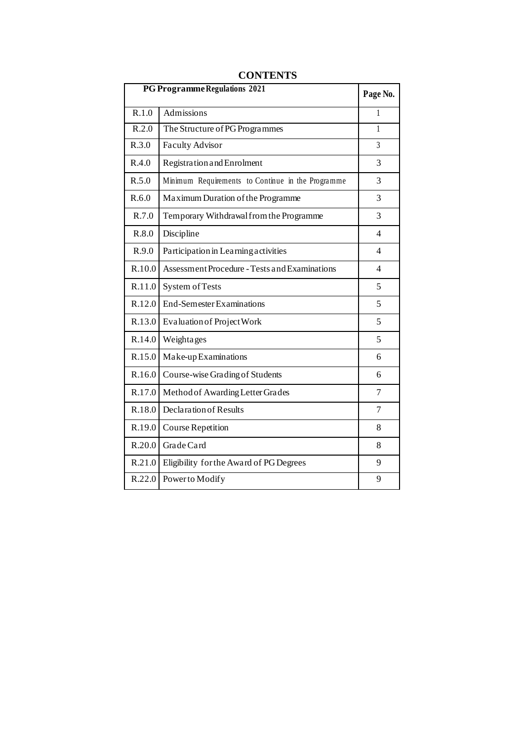# CONTENTS

| PG Programme Regulations 2021 | | Page No. |
|---|---|---|
| R.1.0 | Admissions | 1 |
| R.2.0 | The Structure of PG Programmes | 1 |
| R.3.0 | Faculty Advisor | 3 |
| R.4.0 | Registration and Enrolment | 3 |
| R.5.0 | Minimum Requirements to Continue in the Programme | 3 |
| R.6.0 | Maximum Duration of the Programme | 3 |
| R.7.0 | Temporary Withdrawal from the Programme | 3 |
| R.8.0 | Discipline | 4 |
| R.9.0 | Participation in Learning activities | 4 |
| R.10.0 | Assessment Procedure - Tests and Examinations | 4 |
| R.11.0 | System of Tests | 5 |
| R.12.0 | End-Semester Examinations | 5 |
| R.13.0 | Evaluation of Project Work | 5 |
| R.14.0 | Weightages | 5 |
| R.15.0 | Make-up Examinations | 6 |
| R.16.0 | Course-wise Grading of Students | 6 |
| R.17.0 | Method of Awarding Letter Grades | 7 |
| R.18.0 | Declaration of Results | 7 |
| R.19.0 | Course Repetition | 8 |
| R.20.0 | Grade Card | 8 |
| R.21.0 | Eligibility for the Award of PG Degrees | 9 |
| R.22.0 | Power to Modify | 9 |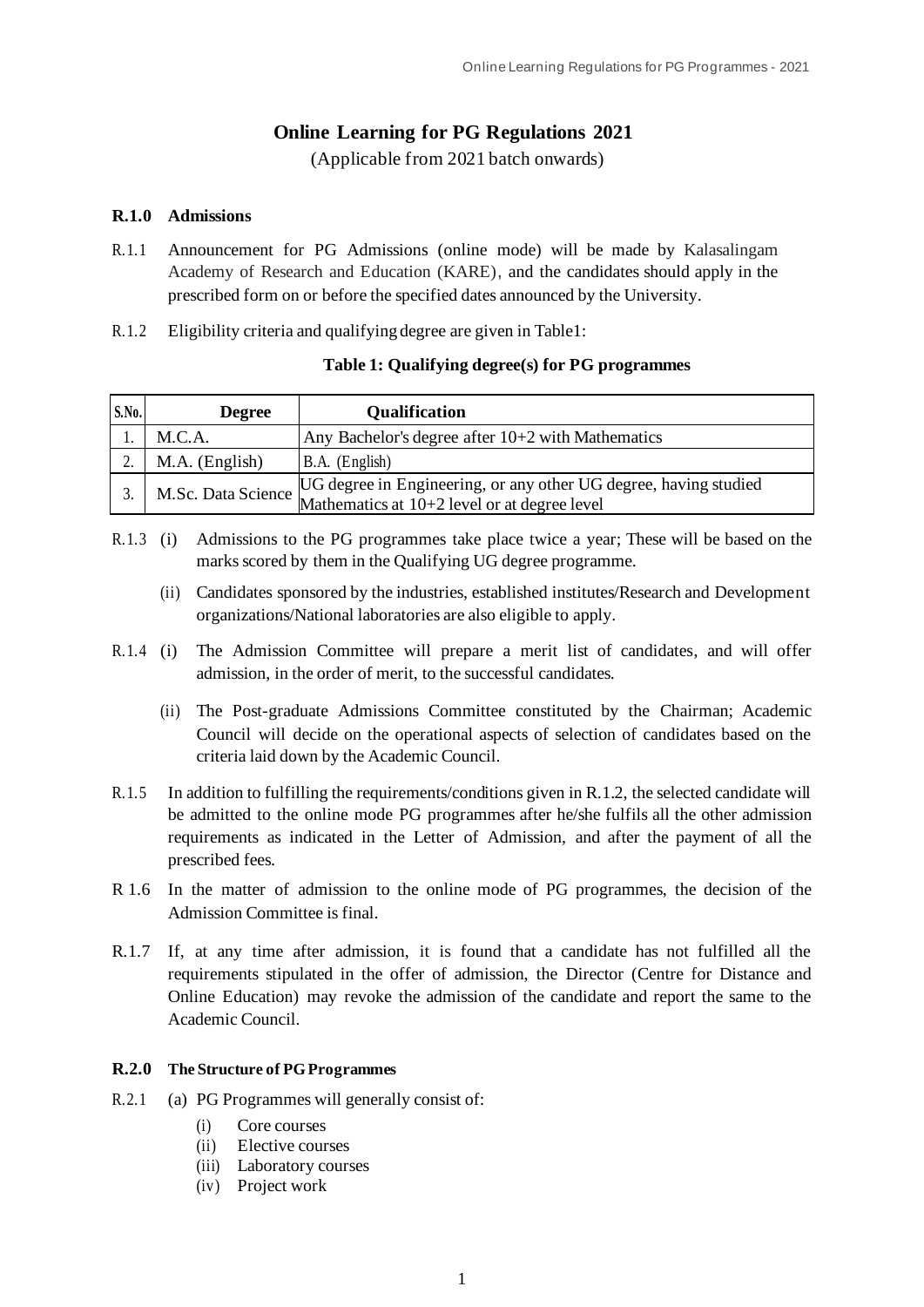# Online Learning for PG Regulations 2021

(Applicable from 2021 batch onwards)

## R.1.0 Admissions

R.1.1 Announcement for PG Admissions (online mode) will be made by Kalasalingam Academy of Research and Education (KARE), and the candidates should apply in the prescribed form on or before the specified dates announced by the University.

R.1.2 Eligibility criteria and qualifying degree are given in Table1:

**Table 1: Qualifying degree(s) for PG programmes**

| S.No. | Degree | Qualification |
|---|---|---|
| 1. | M.C.A. | Any Bachelor's degree after 10+2 with Mathematics |
| 2. | M.A. (English) | B.A. (English) |
| 3. | M.Sc. Data Science | UG degree in Engineering, or any other UG degree, having studied Mathematics at 10+2 level or at degree level |

R.1.3 (i) Admissions to the PG programmes take place twice a year; These will be based on the marks scored by them in the Qualifying UG degree programme.

(ii) Candidates sponsored by the industries, established institutes/Research and Development organizations/National laboratories are also eligible to apply.

R.1.4 (i) The Admission Committee will prepare a merit list of candidates, and will offer admission, in the order of merit, to the successful candidates.

(ii) The Post-graduate Admissions Committee constituted by the Chairman; Academic Council will decide on the operational aspects of selection of candidates based on the criteria laid down by the Academic Council.

R.1.5 In addition to fulfilling the requirements/conditions given in R.1.2, the selected candidate will be admitted to the online mode PG programmes after he/she fulfils all the other admission requirements as indicated in the Letter of Admission, and after the payment of all the prescribed fees.

R 1.6 In the matter of admission to the online mode of PG programmes, the decision of the Admission Committee is final.

R.1.7 If, at any time after admission, it is found that a candidate has not fulfilled all the requirements stipulated in the offer of admission, the Director (Centre for Distance and Online Education) may revoke the admission of the candidate and report the same to the Academic Council.

## R.2.0 The Structure of PG Programmes

R.2.1 (a) PG Programmes will generally consist of:

- (i) Core courses
- (ii) Elective courses
- (iii) Laboratory courses
- (iv) Project work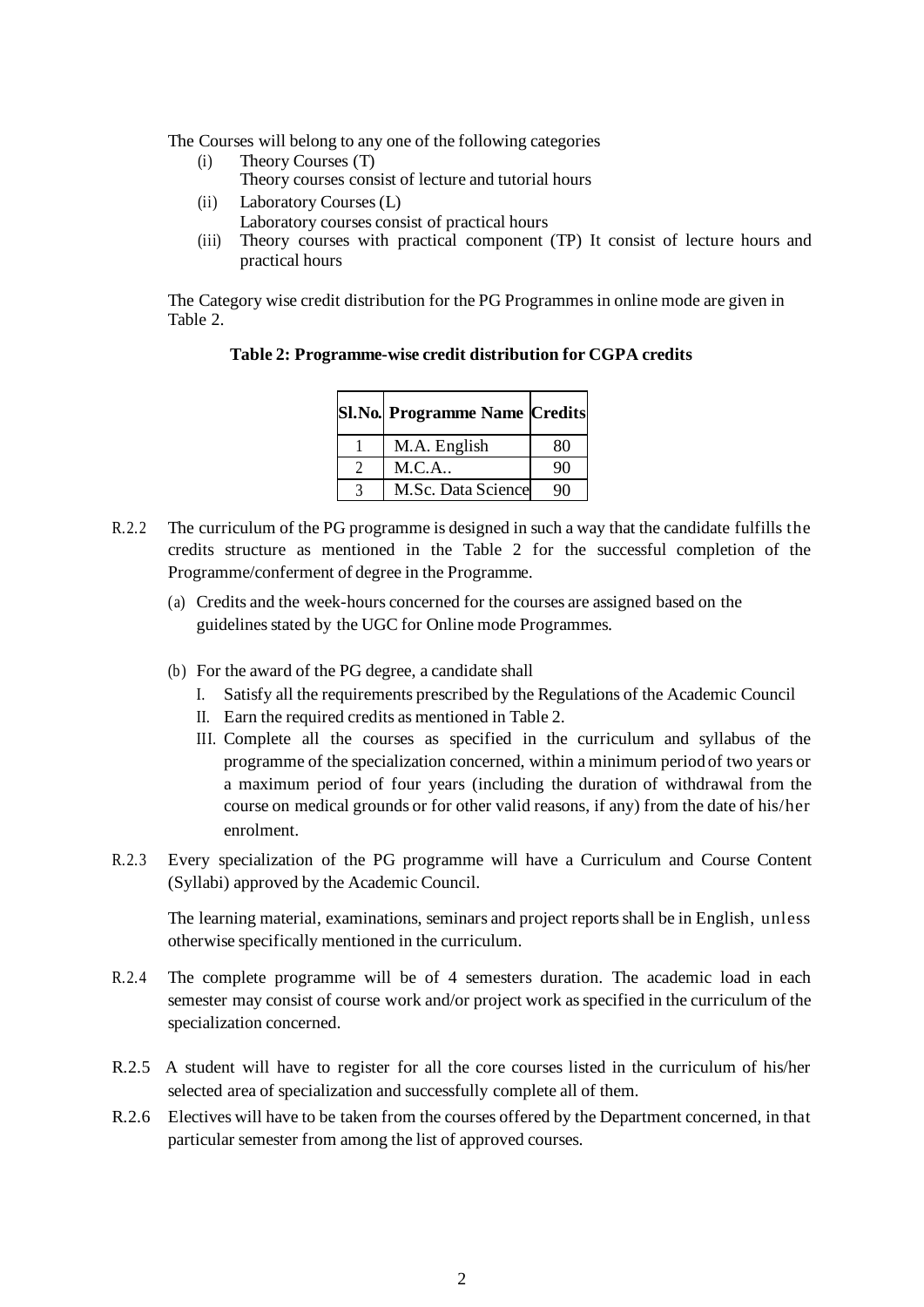The Courses will belong to any one of the following categories

(i) Theory Courses (T)
    Theory courses consist of lecture and tutorial hours
(ii) Laboratory Courses (L)
    Laboratory courses consist of practical hours
(iii) Theory courses with practical component (TP) It consist of lecture hours and practical hours

The Category wise credit distribution for the PG Programmes in online mode are given in Table 2.

**Table 2: Programme-wise credit distribution for CGPA credits**

| Sl.No. | Programme Name | Credits |
|---|---|---|
| 1 | M.A. English | 80 |
| 2 | M.C.A.. | 90 |
| 3 | M.Sc. Data Science | 90 |

R.2.2 The curriculum of the PG programme is designed in such a way that the candidate fulfills the credits structure as mentioned in the Table 2 for the successful completion of the Programme/conferment of degree in the Programme.

(a) Credits and the week-hours concerned for the courses are assigned based on the guidelines stated by the UGC for Online mode Programmes.

(b) For the award of the PG degree, a candidate shall

I. Satisfy all the requirements prescribed by the Regulations of the Academic Council
II. Earn the required credits as mentioned in Table 2.
III. Complete all the courses as specified in the curriculum and syllabus of the programme of the specialization concerned, within a minimum period of two years or a maximum period of four years (including the duration of withdrawal from the course on medical grounds or for other valid reasons, if any) from the date of his/her enrolment.

R.2.3 Every specialization of the PG programme will have a Curriculum and Course Content (Syllabi) approved by the Academic Council.

The learning material, examinations, seminars and project reports shall be in English, unless otherwise specifically mentioned in the curriculum.

R.2.4 The complete programme will be of 4 semesters duration. The academic load in each semester may consist of course work and/or project work as specified in the curriculum of the specialization concerned.

R.2.5 A student will have to register for all the core courses listed in the curriculum of his/her selected area of specialization and successfully complete all of them.

R.2.6 Electives will have to be taken from the courses offered by the Department concerned, in that particular semester from among the list of approved courses.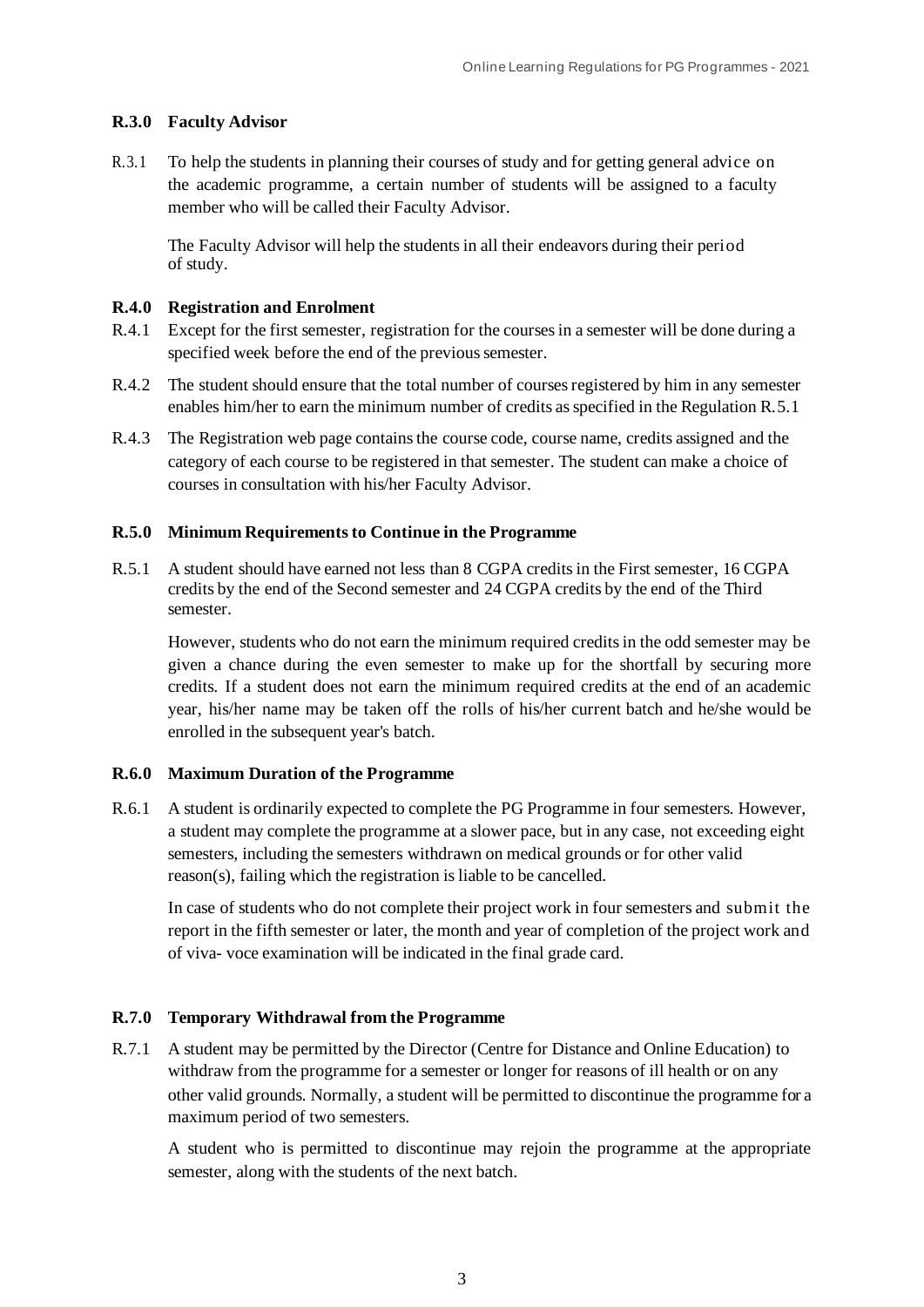**R.3.0 Faculty Advisor**

R.3.1 To help the students in planning their courses of study and for getting general advice on the academic programme, a certain number of students will be assigned to a faculty member who will be called their Faculty Advisor.

The Faculty Advisor will help the students in all their endeavors during their period of study.

**R.4.0 Registration and Enrolment**

R.4.1 Except for the first semester, registration for the courses in a semester will be done during a specified week before the end of the previous semester.

R.4.2 The student should ensure that the total number of courses registered by him in any semester enables him/her to earn the minimum number of credits as specified in the Regulation R.5.1

R.4.3 The Registration web page contains the course code, course name, credits assigned and the category of each course to be registered in that semester. The student can make a choice of courses in consultation with his/her Faculty Advisor.

**R.5.0 Minimum Requirements to Continue in the Programme**

R.5.1 A student should have earned not less than 8 CGPA credits in the First semester, 16 CGPA credits by the end of the Second semester and 24 CGPA credits by the end of the Third semester.

However, students who do not earn the minimum required credits in the odd semester may be given a chance during the even semester to make up for the shortfall by securing more credits. If a student does not earn the minimum required credits at the end of an academic year, his/her name may be taken off the rolls of his/her current batch and he/she would be enrolled in the subsequent year's batch.

**R.6.0 Maximum Duration of the Programme**

R.6.1 A student is ordinarily expected to complete the PG Programme in four semesters. However, a student may complete the programme at a slower pace, but in any case, not exceeding eight semesters, including the semesters withdrawn on medical grounds or for other valid reason(s), failing which the registration is liable to be cancelled.

In case of students who do not complete their project work in four semesters and submit the report in the fifth semester or later, the month and year of completion of the project work and of viva- voce examination will be indicated in the final grade card.

**R.7.0 Temporary Withdrawal from the Programme**

R.7.1 A student may be permitted by the Director (Centre for Distance and Online Education) to withdraw from the programme for a semester or longer for reasons of ill health or on any other valid grounds. Normally, a student will be permitted to discontinue the programme for a maximum period of two semesters.

A student who is permitted to discontinue may rejoin the programme at the appropriate semester, along with the students of the next batch.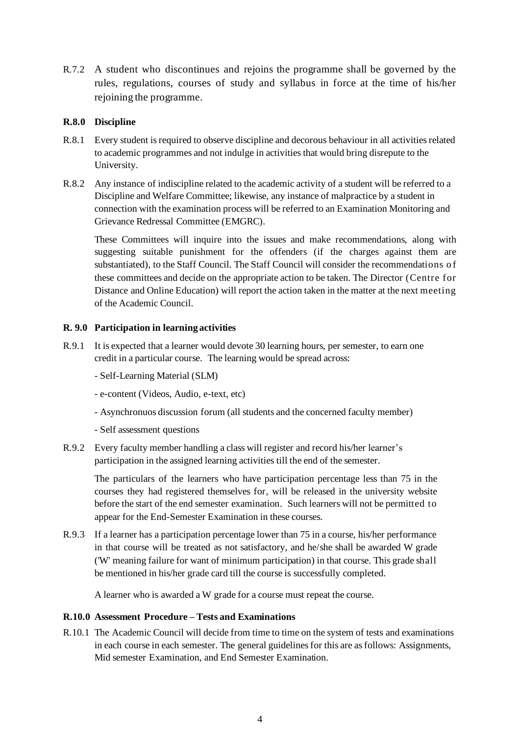R.7.2 A student who discontinues and rejoins the programme shall be governed by the rules, regulations, courses of study and syllabus in force at the time of his/her rejoining the programme.

**R.8.0 Discipline**

R.8.1 Every student is required to observe discipline and decorous behaviour in all activities related to academic programmes and not indulge in activities that would bring disrepute to the University.

R.8.2 Any instance of indiscipline related to the academic activity of a student will be referred to a Discipline and Welfare Committee; likewise, any instance of malpractice by a student in connection with the examination process will be referred to an Examination Monitoring and Grievance Redressal Committee (EMGRC).

These Committees will inquire into the issues and make recommendations, along with suggesting suitable punishment for the offenders (if the charges against them are substantiated), to the Staff Council. The Staff Council will consider the recommendations of these committees and decide on the appropriate action to be taken. The Director (Centre for Distance and Online Education) will report the action taken in the matter at the next meeting of the Academic Council.

**R. 9.0 Participation in learning activities**

R.9.1 It is expected that a learner would devote 30 learning hours, per semester, to earn one credit in a particular course. The learning would be spread across:

- Self-Learning Material (SLM)
- e-content (Videos, Audio, e-text, etc)
- Asynchronuos discussion forum (all students and the concerned faculty member)
- Self assessment questions

R.9.2 Every faculty member handling a class will register and record his/her learner's participation in the assigned learning activities till the end of the semester.

The particulars of the learners who have participation percentage less than 75 in the courses they had registered themselves for, will be released in the university website before the start of the end semester examination. Such learners will not be permitted to appear for the End-Semester Examination in these courses.

R.9.3 If a learner has a participation percentage lower than 75 in a course, his/her performance in that course will be treated as not satisfactory, and he/she shall be awarded W grade ('W' meaning failure for want of minimum participation) in that course. This grade shall be mentioned in his/her grade card till the course is successfully completed.

A learner who is awarded a W grade for a course must repeat the course.

**R.10.0 Assessment Procedure – Tests and Examinations**

R.10.1 The Academic Council will decide from time to time on the system of tests and examinations in each course in each semester. The general guidelines for this are as follows: Assignments, Mid semester Examination, and End Semester Examination.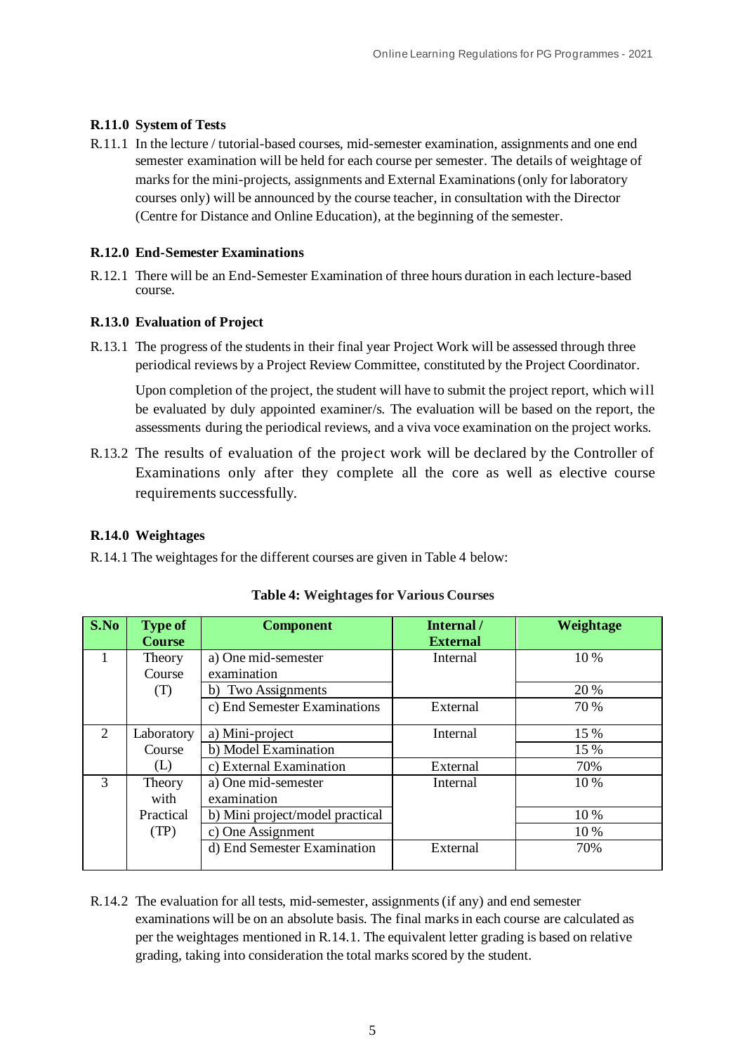**R.11.0 System of Tests**

R.11.1 In the lecture / tutorial-based courses, mid-semester examination, assignments and one end semester examination will be held for each course per semester. The details of weightage of marks for the mini-projects, assignments and External Examinations (only for laboratory courses only) will be announced by the course teacher, in consultation with the Director (Centre for Distance and Online Education), at the beginning of the semester.

**R.12.0 End-Semester Examinations**

R.12.1 There will be an End-Semester Examination of three hours duration in each lecture-based course.

**R.13.0 Evaluation of Project**

R.13.1 The progress of the students in their final year Project Work will be assessed through three periodical reviews by a Project Review Committee, constituted by the Project Coordinator.

Upon completion of the project, the student will have to submit the project report, which will be evaluated by duly appointed examiner/s. The evaluation will be based on the report, the assessments during the periodical reviews, and a viva voce examination on the project works.

R.13.2 The results of evaluation of the project work will be declared by the Controller of Examinations only after they complete all the core as well as elective course requirements successfully.

**R.14.0 Weightages**

R.14.1 The weightages for the different courses are given in Table 4 below:

**Table 4: Weightages for Various Courses**

| S.No | Type of Course | Component | Internal / External | Weightage |
|---|---|---|---|---|
| 1 | Theory Course (T) | a) One mid-semester examination | Internal | 10 % |
| | | b) Two Assignments | | 20 % |
| | | c) End Semester Examinations | External | 70 % |
| 2 | Laboratory Course (L) | a) Mini-project | Internal | 15 % |
| | | b) Model Examination | | 15 % |
| | | c) External Examination | External | 70% |
| 3 | Theory with Practical (TP) | a) One mid-semester examination | Internal | 10 % |
| | | b) Mini project/model practical | | 10 % |
| | | c) One Assignment | | 10 % |
| | | d) End Semester Examination | External | 70% |

R.14.2 The evaluation for all tests, mid-semester, assignments (if any) and end semester examinations will be on an absolute basis. The final marks in each course are calculated as per the weightages mentioned in R.14.1. The equivalent letter grading is based on relative grading, taking into consideration the total marks scored by the student.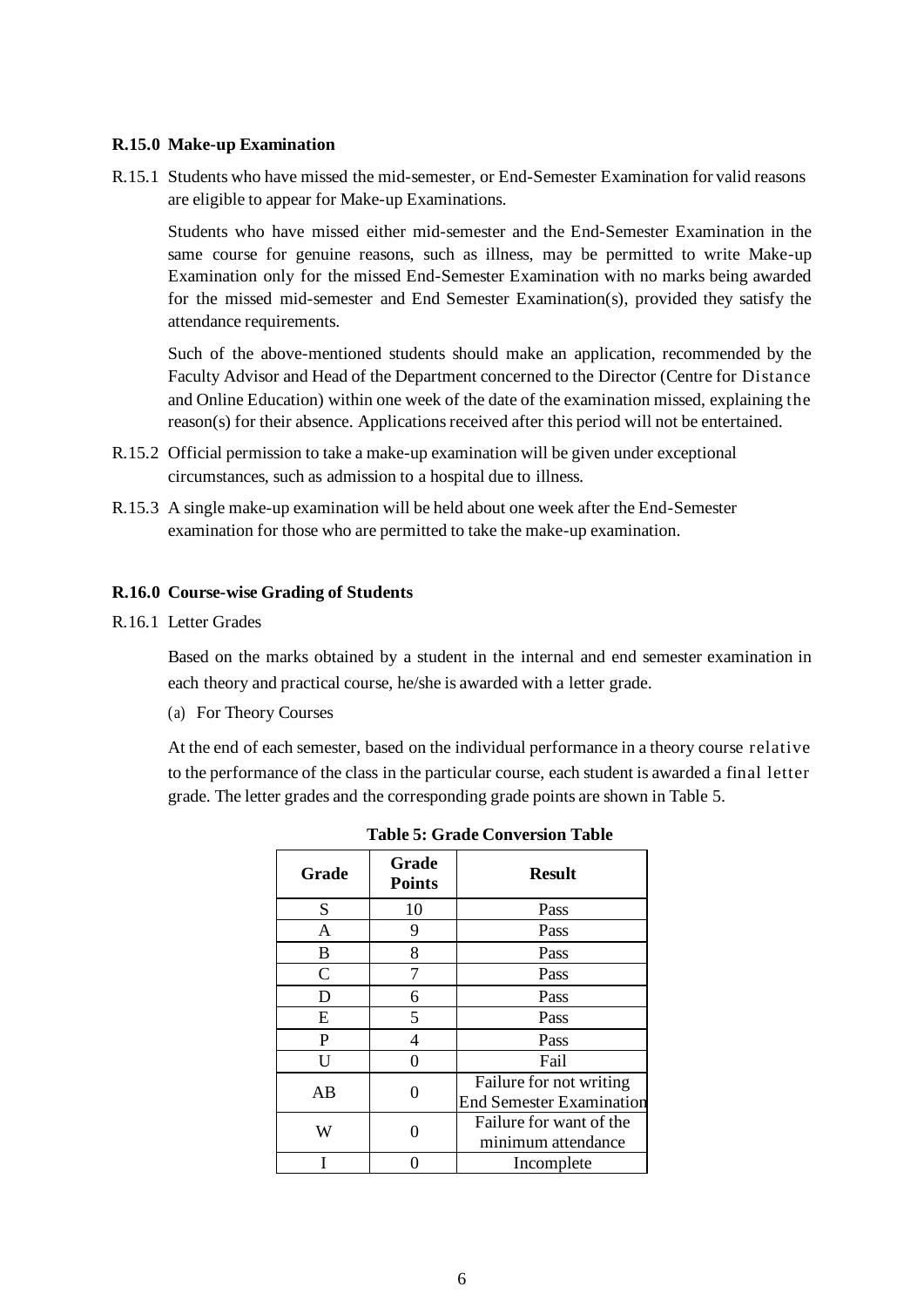**R.15.0 Make-up Examination**

R.15.1 Students who have missed the mid-semester, or End-Semester Examination for valid reasons are eligible to appear for Make-up Examinations.

Students who have missed either mid-semester and the End-Semester Examination in the same course for genuine reasons, such as illness, may be permitted to write Make-up Examination only for the missed End-Semester Examination with no marks being awarded for the missed mid-semester and End Semester Examination(s), provided they satisfy the attendance requirements.

Such of the above-mentioned students should make an application, recommended by the Faculty Advisor and Head of the Department concerned to the Director (Centre for Distance and Online Education) within one week of the date of the examination missed, explaining the reason(s) for their absence. Applications received after this period will not be entertained.

R.15.2 Official permission to take a make-up examination will be given under exceptional circumstances, such as admission to a hospital due to illness.

R.15.3 A single make-up examination will be held about one week after the End-Semester examination for those who are permitted to take the make-up examination.

**R.16.0 Course-wise Grading of Students**

R.16.1 Letter Grades

Based on the marks obtained by a student in the internal and end semester examination in each theory and practical course, he/she is awarded with a letter grade.

(a) For Theory Courses

At the end of each semester, based on the individual performance in a theory course relative to the performance of the class in the particular course, each student is awarded a final letter grade. The letter grades and the corresponding grade points are shown in Table 5.

**Table 5: Grade Conversion Table**

| Grade | Grade Points | Result |
|---|---|---|
| S | 10 | Pass |
| A | 9 | Pass |
| B | 8 | Pass |
| C | 7 | Pass |
| D | 6 | Pass |
| E | 5 | Pass |
| P | 4 | Pass |
| U | 0 | Fail |
| AB | 0 | Failure for not writing End Semester Examination |
| W | 0 | Failure for want of the minimum attendance |
| I | 0 | Incomplete |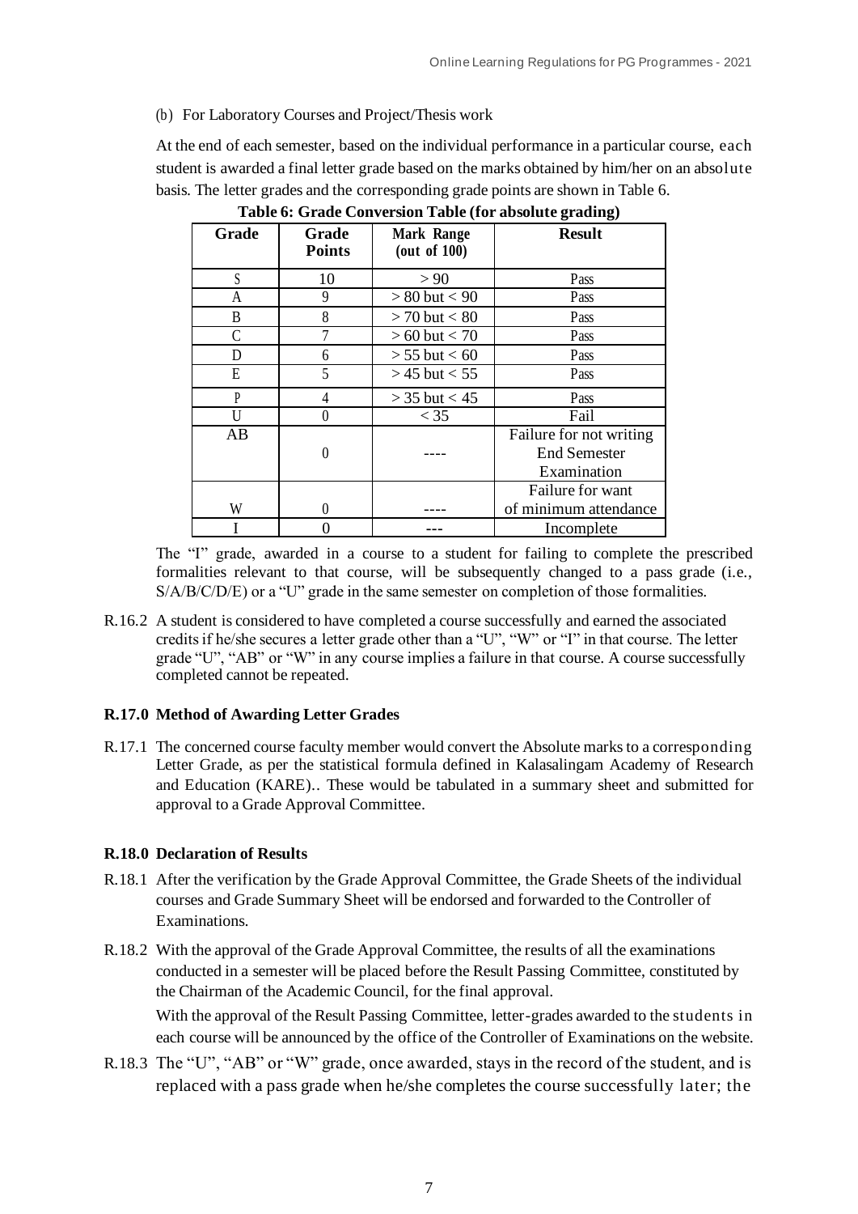(b) For Laboratory Courses and Project/Thesis work

At the end of each semester, based on the individual performance in a particular course, each student is awarded a final letter grade based on the marks obtained by him/her on an absolute basis. The letter grades and the corresponding grade points are shown in Table 6.

**Table 6: Grade Conversion Table (for absolute grading)**

| Grade | Grade Points | Mark Range (out of 100) | Result |
|---|---|---|---|
| S | 10 | > 90 | Pass |
| A | 9 | > 80 but < 90 | Pass |
| B | 8 | > 70 but < 80 | Pass |
| C | 7 | > 60 but < 70 | Pass |
| D | 6 | > 55 but < 60 | Pass |
| E | 5 | > 45 but < 55 | Pass |
| P | 4 | > 35 but < 45 | Pass |
| U | 0 | < 35 | Fail |
| AB | 0 | ---- | Failure for not writing End Semester Examination |
| W | 0 | ---- | Failure for want of minimum attendance |
| I | 0 | --- | Incomplete |

The "I" grade, awarded in a course to a student for failing to complete the prescribed formalities relevant to that course, will be subsequently changed to a pass grade (i.e., S/A/B/C/D/E) or a "U" grade in the same semester on completion of those formalities.

R.16.2 A student is considered to have completed a course successfully and earned the associated credits if he/she secures a letter grade other than a "U", "W" or "I" in that course. The letter grade "U", "AB" or "W" in any course implies a failure in that course. A course successfully completed cannot be repeated.

**R.17.0 Method of Awarding Letter Grades**

R.17.1 The concerned course faculty member would convert the Absolute marks to a corresponding Letter Grade, as per the statistical formula defined in Kalasalingam Academy of Research and Education (KARE).. These would be tabulated in a summary sheet and submitted for approval to a Grade Approval Committee.

**R.18.0 Declaration of Results**

R.18.1 After the verification by the Grade Approval Committee, the Grade Sheets of the individual courses and Grade Summary Sheet will be endorsed and forwarded to the Controller of Examinations.

R.18.2 With the approval of the Grade Approval Committee, the results of all the examinations conducted in a semester will be placed before the Result Passing Committee, constituted by the Chairman of the Academic Council, for the final approval.

With the approval of the Result Passing Committee, letter-grades awarded to the students in each course will be announced by the office of the Controller of Examinations on the website.

R.18.3 The "U", "AB" or "W" grade, once awarded, stays in the record of the student, and is replaced with a pass grade when he/she completes the course successfully later; the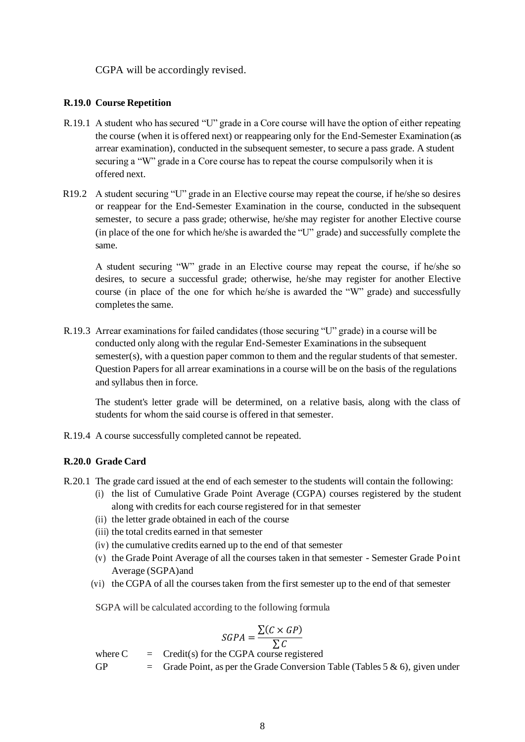CGPA will be accordingly revised.

### R.19.0 Course Repetition

R.19.1 A student who has secured "U" grade in a Core course will have the option of either repeating the course (when it is offered next) or reappearing only for the End-Semester Examination (as arrear examination), conducted in the subsequent semester, to secure a pass grade. A student securing a "W" grade in a Core course has to repeat the course compulsorily when it is offered next.

R19.2 A student securing "U" grade in an Elective course may repeat the course, if he/she so desires or reappear for the End-Semester Examination in the course, conducted in the subsequent semester, to secure a pass grade; otherwise, he/she may register for another Elective course (in place of the one for which he/she is awarded the "U" grade) and successfully complete the same.

A student securing "W" grade in an Elective course may repeat the course, if he/she so desires, to secure a successful grade; otherwise, he/she may register for another Elective course (in place of the one for which he/she is awarded the "W" grade) and successfully completes the same.

R.19.3 Arrear examinations for failed candidates (those securing "U" grade) in a course will be conducted only along with the regular End-Semester Examinations in the subsequent semester(s), with a question paper common to them and the regular students of that semester. Question Papers for all arrear examinations in a course will be on the basis of the regulations and syllabus then in force.

The student's letter grade will be determined, on a relative basis, along with the class of students for whom the said course is offered in that semester.

R.19.4 A course successfully completed cannot be repeated.

### R.20.0 Grade Card

R.20.1 The grade card issued at the end of each semester to the students will contain the following:

(i) the list of Cumulative Grade Point Average (CGPA) courses registered by the student along with credits for each course registered for in that semester
(ii) the letter grade obtained in each of the course
(iii) the total credits earned in that semester
(iv) the cumulative credits earned up to the end of that semester
(v) the Grade Point Average of all the courses taken in that semester - Semester Grade Point Average (SGPA)and
(vi) the CGPA of all the courses taken from the first semester up to the end of that semester

SGPA will be calculated according to the following formula

$$SGPA = \frac{\sum(C \times GP)}{\sum C}$$

where C = Credit(s) for the CGPA course registered

GP = Grade Point, as per the Grade Conversion Table (Tables 5 & 6), given under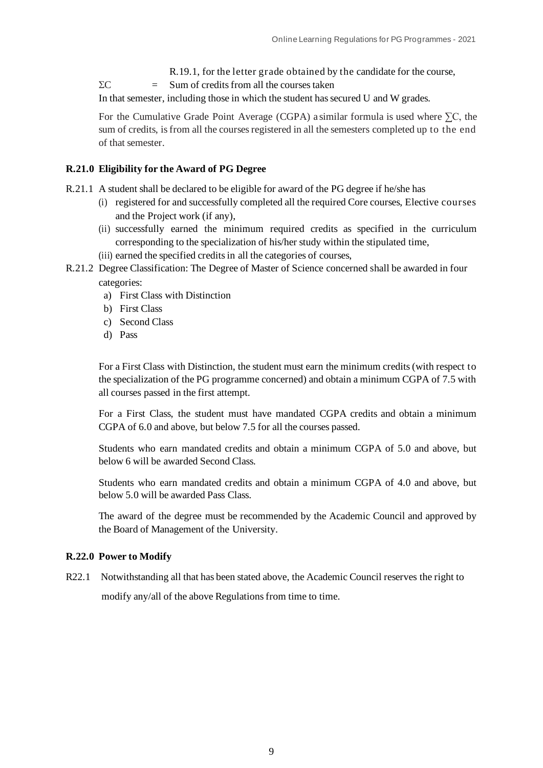R.19.1, for the letter grade obtained by the candidate for the course,

$\Sigma C$ = Sum of credits from all the courses taken

In that semester, including those in which the student has secured U and W grades.

For the Cumulative Grade Point Average (CGPA) a similar formula is used where $\sum C$, the sum of credits, is from all the courses registered in all the semesters completed up to the end of that semester.

**R.21.0 Eligibility for the Award of PG Degree**

R.21.1 A student shall be declared to be eligible for award of the PG degree if he/she has

(i) registered for and successfully completed all the required Core courses, Elective courses and the Project work (if any),

(ii) successfully earned the minimum required credits as specified in the curriculum corresponding to the specialization of his/her study within the stipulated time,

(iii) earned the specified credits in all the categories of courses,

R.21.2 Degree Classification: The Degree of Master of Science concerned shall be awarded in four categories:

a) First Class with Distinction
b) First Class
c) Second Class
d) Pass

For a First Class with Distinction, the student must earn the minimum credits (with respect to the specialization of the PG programme concerned) and obtain a minimum CGPA of 7.5 with all courses passed in the first attempt.

For a First Class, the student must have mandated CGPA credits and obtain a minimum CGPA of 6.0 and above, but below 7.5 for all the courses passed.

Students who earn mandated credits and obtain a minimum CGPA of 5.0 and above, but below 6 will be awarded Second Class.

Students who earn mandated credits and obtain a minimum CGPA of 4.0 and above, but below 5.0 will be awarded Pass Class.

The award of the degree must be recommended by the Academic Council and approved by the Board of Management of the University.

**R.22.0 Power to Modify**

R22.1 Notwithstanding all that has been stated above, the Academic Council reserves the right to modify any/all of the above Regulations from time to time.